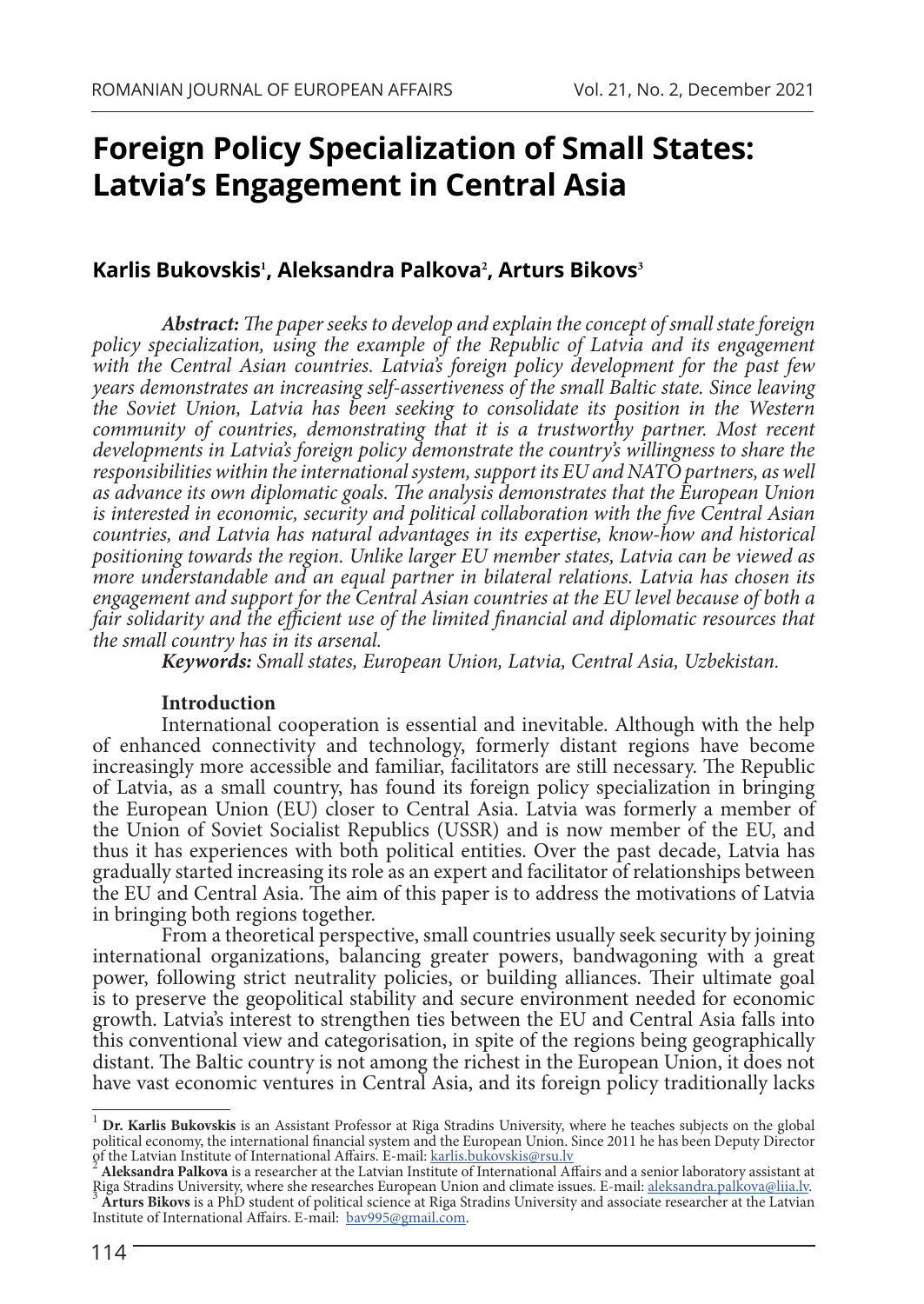# Foreign Policy Specialization of Small States: Latvia's Engagement in Central Asia

**Karlis Bukovskis[1], Aleksandra Palkova[2], Arturs Bikovs[3]**

***Abstract:*** *The paper seeks to develop and explain the concept of small state foreign policy specialization, using the example of the Republic of Latvia and its engagement with the Central Asian countries. Latvia's foreign policy development for the past few years demonstrates an increasing self-assertiveness of the small Baltic state. Since leaving the Soviet Union, Latvia has been seeking to consolidate its position in the Western community of countries, demonstrating that it is a trustworthy partner. Most recent developments in Latvia's foreign policy demonstrate the country's willingness to share the responsibilities within the international system, support its EU and NATO partners, as well as advance its own diplomatic goals. The analysis demonstrates that the European Union is interested in economic, security and political collaboration with the five Central Asian countries, and Latvia has natural advantages in its expertise, know-how and historical positioning towards the region. Unlike larger EU member states, Latvia can be viewed as more understandable and an equal partner in bilateral relations. Latvia has chosen its engagement and support for the Central Asian countries at the EU level because of both a fair solidarity and the efficient use of the limited financial and diplomatic resources that the small country has in its arsenal.*

***Keywords:*** *Small states, European Union, Latvia, Central Asia, Uzbekistan.*

## Introduction

International cooperation is essential and inevitable. Although with the help of enhanced connectivity and technology, formerly distant regions have become increasingly more accessible and familiar, facilitators are still necessary. The Republic of Latvia, as a small country, has found its foreign policy specialization in bringing the European Union (EU) closer to Central Asia. Latvia was formerly a member of the Union of Soviet Socialist Republics (USSR) and is now member of the EU, and thus it has experiences with both political entities. Over the past decade, Latvia has gradually started increasing its role as an expert and facilitator of relationships between the EU and Central Asia. The aim of this paper is to address the motivations of Latvia in bringing both regions together.

From a theoretical perspective, small countries usually seek security by joining international organizations, balancing greater powers, bandwagoning with a great power, following strict neutrality policies, or building alliances. Their ultimate goal is to preserve the geopolitical stability and secure environment needed for economic growth. Latvia's interest to strengthen ties between the EU and Central Asia falls into this conventional view and categorisation, in spite of the regions being geographically distant. The Baltic country is not among the richest in the European Union, it does not have vast economic ventures in Central Asia, and its foreign policy traditionally lacks

---

[1] **Dr. Karlis Bukovskis** is an Assistant Professor at Riga Stradins University, where he teaches subjects on the global political economy, the international financial system and the European Union. Since 2011 he has been Deputy Director of the Latvian Institute of International Affairs. E-mail: karlis.bukovskis@rsu.lv

[2] **Aleksandra Palkova** is a researcher at the Latvian Institute of International Affairs and a senior laboratory assistant at Riga Stradins University, where she researches European Union and climate issues. E-mail: aleksandra.palkova@liia.lv.

[3] **Arturs Bikovs** is a PhD student of political science at Riga Stradins University and associate researcher at the Latvian Institute of International Affairs. E-mail: bav995@gmail.com.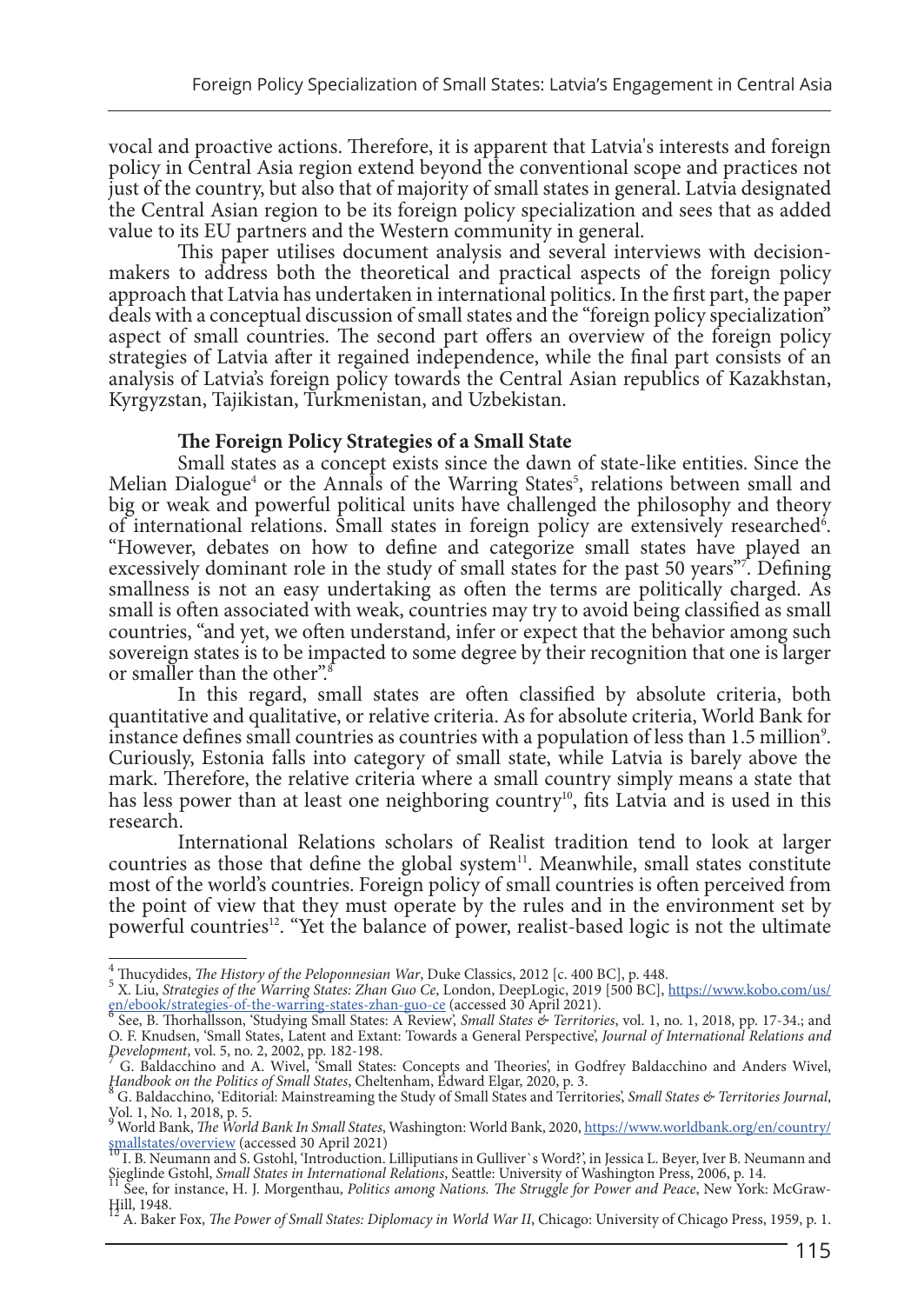vocal and proactive actions. Therefore, it is apparent that Latvia's interests and foreign policy in Central Asia region extend beyond the conventional scope and practices not just of the country, but also that of majority of small states in general. Latvia designated the Central Asian region to be its foreign policy specialization and sees that as added value to its EU partners and the Western community in general.

This paper utilises document analysis and several interviews with decision-makers to address both the theoretical and practical aspects of the foreign policy approach that Latvia has undertaken in international politics. In the first part, the paper deals with a conceptual discussion of small states and the "foreign policy specialization" aspect of small countries. The second part offers an overview of the foreign policy strategies of Latvia after it regained independence, while the final part consists of an analysis of Latvia's foreign policy towards the Central Asian republics of Kazakhstan, Kyrgyzstan, Tajikistan, Turkmenistan, and Uzbekistan.

## The Foreign Policy Strategies of a Small State

Small states as a concept exists since the dawn of state-like entities. Since the Melian Dialogue[4] or the Annals of the Warring States[5], relations between small and big or weak and powerful political units have challenged the philosophy and theory of international relations. Small states in foreign policy are extensively researched[6]. "However, debates on how to define and categorize small states have played an excessively dominant role in the study of small states for the past 50 years"[7]. Defining smallness is not an easy undertaking as often the terms are politically charged. As small is often associated with weak, countries may try to avoid being classified as small countries, "and yet, we often understand, infer or expect that the behavior among such sovereign states is to be impacted to some degree by their recognition that one is larger or smaller than the other".[8]

In this regard, small states are often classified by absolute criteria, both quantitative and qualitative, or relative criteria. As for absolute criteria, World Bank for instance defines small countries as countries with a population of less than 1.5 million[9]. Curiously, Estonia falls into category of small state, while Latvia is barely above the mark. Therefore, the relative criteria where a small country simply means a state that has less power than at least one neighboring country[10], fits Latvia and is used in this research.

International Relations scholars of Realist tradition tend to look at larger countries as those that define the global system[11]. Meanwhile, small states constitute most of the world's countries. Foreign policy of small countries is often perceived from the point of view that they must operate by the rules and in the environment set by powerful countries[12]. "Yet the balance of power, realist-based logic is not the ultimate

---

[4] Thucydides, *The History of the Peloponnesian War*, Duke Classics, 2012 [c. 400 BC], p. 448.

[5] X. Liu, *Strategies of the Warring States: Zhan Guo Ce*, London, DeepLogic, 2019 [500 BC], https://www.kobo.com/us/en/ebook/strategies-of-the-warring-states-zhan-guo-ce (accessed 30 April 2021).

[6] See, B. Thorhallsson, 'Studying Small States: A Review', *Small States & Territories*, vol. 1, no. 1, 2018, pp. 17-34.; and O. F. Knudsen, 'Small States, Latent and Extant: Towards a General Perspective', *Journal of International Relations and Development*, vol. 5, no. 2, 2002, pp. 182-198.

[7] G. Baldacchino and A. Wivel, 'Small States: Concepts and Theories', in Godfrey Baldacchino and Anders Wivel, *Handbook on the Politics of Small States*, Cheltenham, Edward Elgar, 2020, p. 3.

[8] G. Baldacchino, 'Editorial: Mainstreaming the Study of Small States and Territories', *Small States & Territories Journal*, Vol. 1, No. 1, 2018, p. 5.

[9] World Bank, *The World Bank In Small States*, Washington: World Bank, 2020, https://www.worldbank.org/en/country/smallstates/overview (accessed 30 April 2021)

[10] I. B. Neumann and S. Gstohl, 'Introduction. Lilliputians in Gulliver`s Word?', in Jessica L. Beyer, Iver B. Neumann and Sieglinde Gstohl, *Small States in International Relations*, Seattle: University of Washington Press, 2006, p. 14.

[11] See, for instance, H. J. Morgenthau, *Politics among Nations. The Struggle for Power and Peace*, New York: McGraw-Hill, 1948.

[12] A. Baker Fox, *The Power of Small States: Diplomacy in World War II*, Chicago: University of Chicago Press, 1959, p. 1.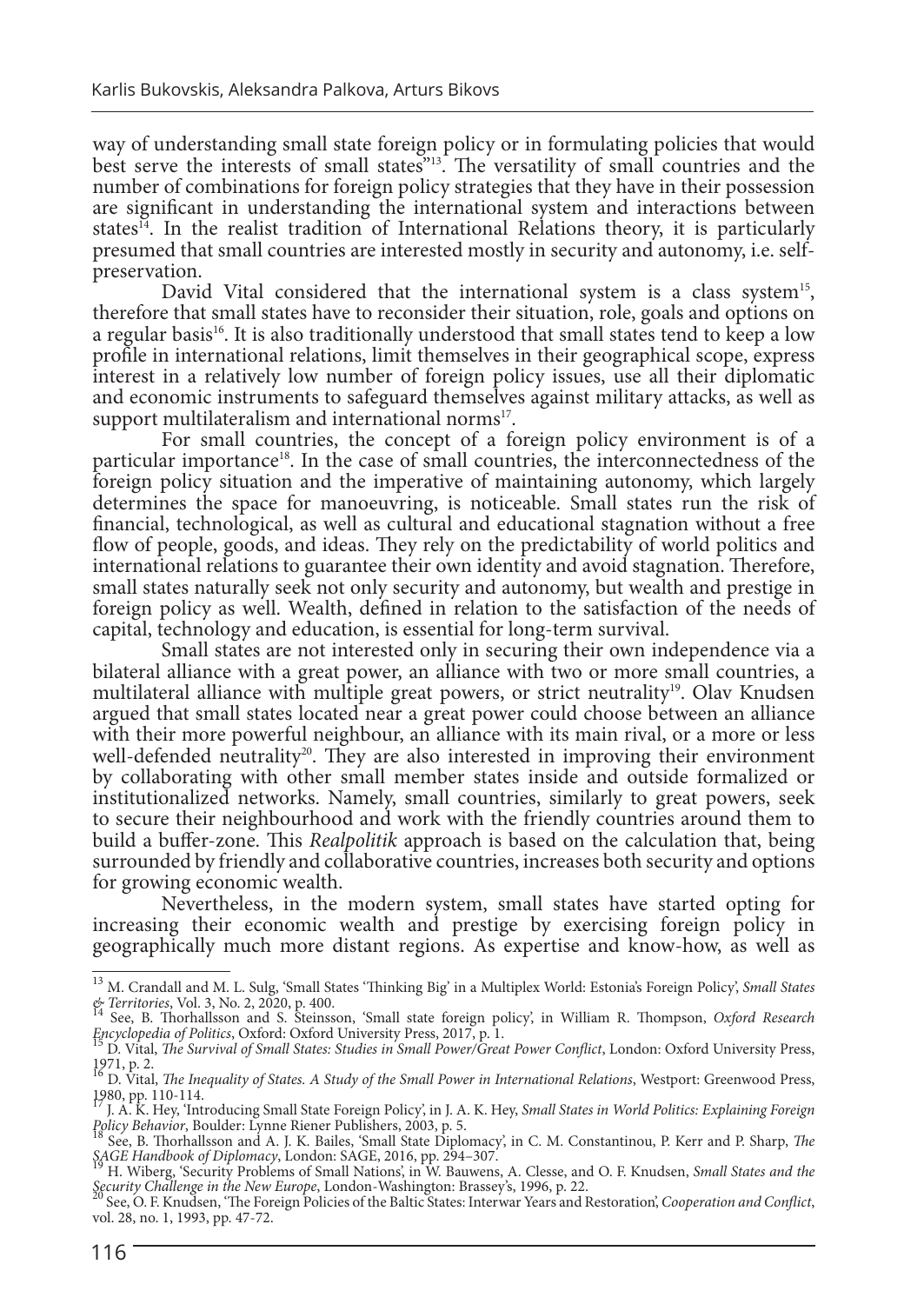way of understanding small state foreign policy or in formulating policies that would best serve the interests of small states"[13]. The versatility of small countries and the number of combinations for foreign policy strategies that they have in their possession are significant in understanding the international system and interactions between states[14]. In the realist tradition of International Relations theory, it is particularly presumed that small countries are interested mostly in security and autonomy, i.e. self-preservation.

David Vital considered that the international system is a class system[15], therefore that small states have to reconsider their situation, role, goals and options on a regular basis[16]. It is also traditionally understood that small states tend to keep a low profile in international relations, limit themselves in their geographical scope, express interest in a relatively low number of foreign policy issues, use all their diplomatic and economic instruments to safeguard themselves against military attacks, as well as support multilateralism and international norms[17].

For small countries, the concept of a foreign policy environment is of a particular importance[18]. In the case of small countries, the interconnectedness of the foreign policy situation and the imperative of maintaining autonomy, which largely determines the space for manoeuvring, is noticeable. Small states run the risk of financial, technological, as well as cultural and educational stagnation without a free flow of people, goods, and ideas. They rely on the predictability of world politics and international relations to guarantee their own identity and avoid stagnation. Therefore, small states naturally seek not only security and autonomy, but wealth and prestige in foreign policy as well. Wealth, defined in relation to the satisfaction of the needs of capital, technology and education, is essential for long-term survival.

Small states are not interested only in securing their own independence via a bilateral alliance with a great power, an alliance with two or more small countries, a multilateral alliance with multiple great powers, or strict neutrality[19]. Olav Knudsen argued that small states located near a great power could choose between an alliance with their more powerful neighbour, an alliance with its main rival, or a more or less well-defended neutrality[20]. They are also interested in improving their environment by collaborating with other small member states inside and outside formalized or institutionalized networks. Namely, small countries, similarly to great powers, seek to secure their neighbourhood and work with the friendly countries around them to build a buffer-zone. This *Realpolitik* approach is based on the calculation that, being surrounded by friendly and collaborative countries, increases both security and options for growing economic wealth.

Nevertheless, in the modern system, small states have started opting for increasing their economic wealth and prestige by exercising foreign policy in geographically much more distant regions. As expertise and know-how, as well as

---

[13] M. Crandall and M. L. Sulg, 'Small States 'Thinking Big' in a Multiplex World: Estonia's Foreign Policy', *Small States & Territories*, Vol. 3, No. 2, 2020, p. 400.

[14] See, B. Thorhallsson and S. Steinsson, 'Small state foreign policy', in William R. Thompson, *Oxford Research Encyclopedia of Politics*, Oxford: Oxford University Press, 2017, p. 1.

[15] D. Vital, *The Survival of Small States: Studies in Small Power/Great Power Conflict*, London: Oxford University Press, 1971, p. 2.

[16] D. Vital, *The Inequality of States. A Study of the Small Power in International Relations*, Westport: Greenwood Press, 1980, pp. 110-114.

[17] J. A. K. Hey, 'Introducing Small State Foreign Policy', in J. A. K. Hey, *Small States in World Politics: Explaining Foreign Policy Behavior*, Boulder: Lynne Riener Publishers, 2003, p. 5.

[18] See, B. Thorhallsson and A. J. K. Bailes, 'Small State Diplomacy', in C. M. Constantinou, P. Kerr and P. Sharp, *The SAGE Handbook of Diplomacy*, London: SAGE, 2016, pp. 294–307.

[19] H. Wiberg, 'Security Problems of Small Nations', in W. Bauwens, A. Clesse, and O. F. Knudsen, *Small States and the Security Challenge in the New Europe*, London-Washington: Brassey's, 1996, p. 22.

[20] See, O. F. Knudsen, 'The Foreign Policies of the Baltic States: Interwar Years and Restoration', *Cooperation and Conflict*, vol. 28, no. 1, 1993, pp. 47-72.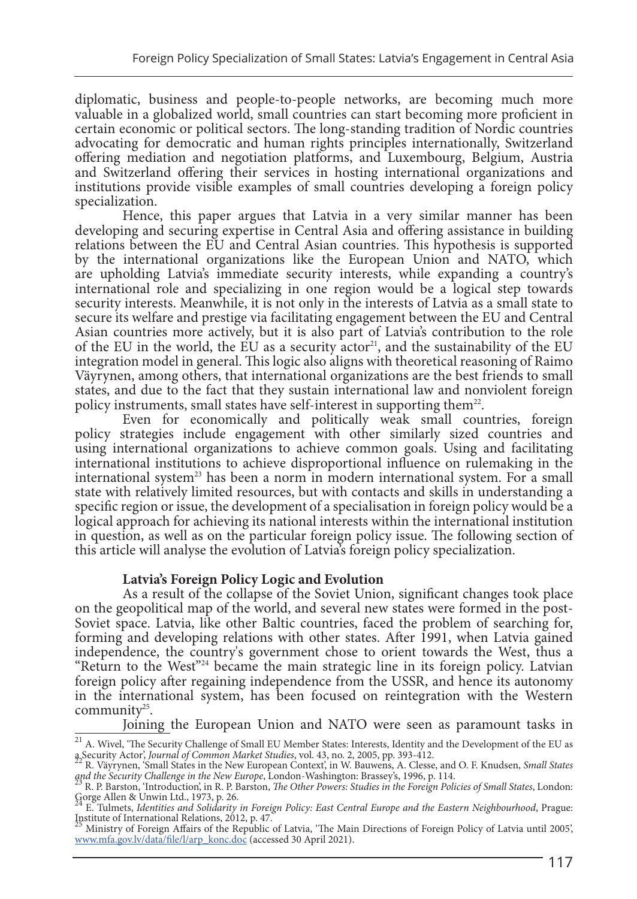diplomatic, business and people-to-people networks, are becoming much more valuable in a globalized world, small countries can start becoming more proficient in certain economic or political sectors. The long-standing tradition of Nordic countries advocating for democratic and human rights principles internationally, Switzerland offering mediation and negotiation platforms, and Luxembourg, Belgium, Austria and Switzerland offering their services in hosting international organizations and institutions provide visible examples of small countries developing a foreign policy specialization.

Hence, this paper argues that Latvia in a very similar manner has been developing and securing expertise in Central Asia and offering assistance in building relations between the EU and Central Asian countries. This hypothesis is supported by the international organizations like the European Union and NATO, which are upholding Latvia's immediate security interests, while expanding a country's international role and specializing in one region would be a logical step towards security interests. Meanwhile, it is not only in the interests of Latvia as a small state to secure its welfare and prestige via facilitating engagement between the EU and Central Asian countries more actively, but it is also part of Latvia's contribution to the role of the EU in the world, the EU as a security actor[21], and the sustainability of the EU integration model in general. This logic also aligns with theoretical reasoning of Raimo Väyrynen, among others, that international organizations are the best friends to small states, and due to the fact that they sustain international law and nonviolent foreign policy instruments, small states have self-interest in supporting them[22].

Even for economically and politically weak small countries, foreign policy strategies include engagement with other similarly sized countries and using international organizations to achieve common goals. Using and facilitating international institutions to achieve disproportional influence on rulemaking in the international system[23] has been a norm in modern international system. For a small state with relatively limited resources, but with contacts and skills in understanding a specific region or issue, the development of a specialisation in foreign policy would be a logical approach for achieving its national interests within the international institution in question, as well as on the particular foreign policy issue. The following section of this article will analyse the evolution of Latvia's foreign policy specialization.

## Latvia's Foreign Policy Logic and Evolution

As a result of the collapse of the Soviet Union, significant changes took place on the geopolitical map of the world, and several new states were formed in the post-Soviet space. Latvia, like other Baltic countries, faced the problem of searching for, forming and developing relations with other states. After 1991, when Latvia gained independence, the country's government chose to orient towards the West, thus a "Return to the West"[24] became the main strategic line in its foreign policy. Latvian foreign policy after regaining independence from the USSR, and hence its autonomy in the international system, has been focused on reintegration with the Western community[25].

Joining the European Union and NATO were seen as paramount tasks in

---

[21] A. Wivel, 'The Security Challenge of Small EU Member States: Interests, Identity and the Development of the EU as a Security Actor', *Journal of Common Market Studies*, vol. 43, no. 2, 2005, pp. 393-412.

[22] R. Väyrynen, 'Small States in the New European Context', in W. Bauwens, A. Clesse, and O. F. Knudsen, *Small States and the Security Challenge in the New Europe*, London-Washington: Brassey's, 1996, p. 114.

[23] R. P. Barston, 'Introduction', in R. P. Barston, *The Other Powers: Studies in the Foreign Policies of Small States*, London: Gorge Allen & Unwin Ltd., 1973, p. 26.

[24] E. Tulmets, *Identities and Solidarity in Foreign Policy: East Central Europe and the Eastern Neighbourhood*, Prague: Institute of International Relations, 2012, p. 47.

[25] Ministry of Foreign Affairs of the Republic of Latvia, 'The Main Directions of Foreign Policy of Latvia until 2005', www.mfa.gov.lv/data/file/l/arp_konc.doc (accessed 30 April 2021).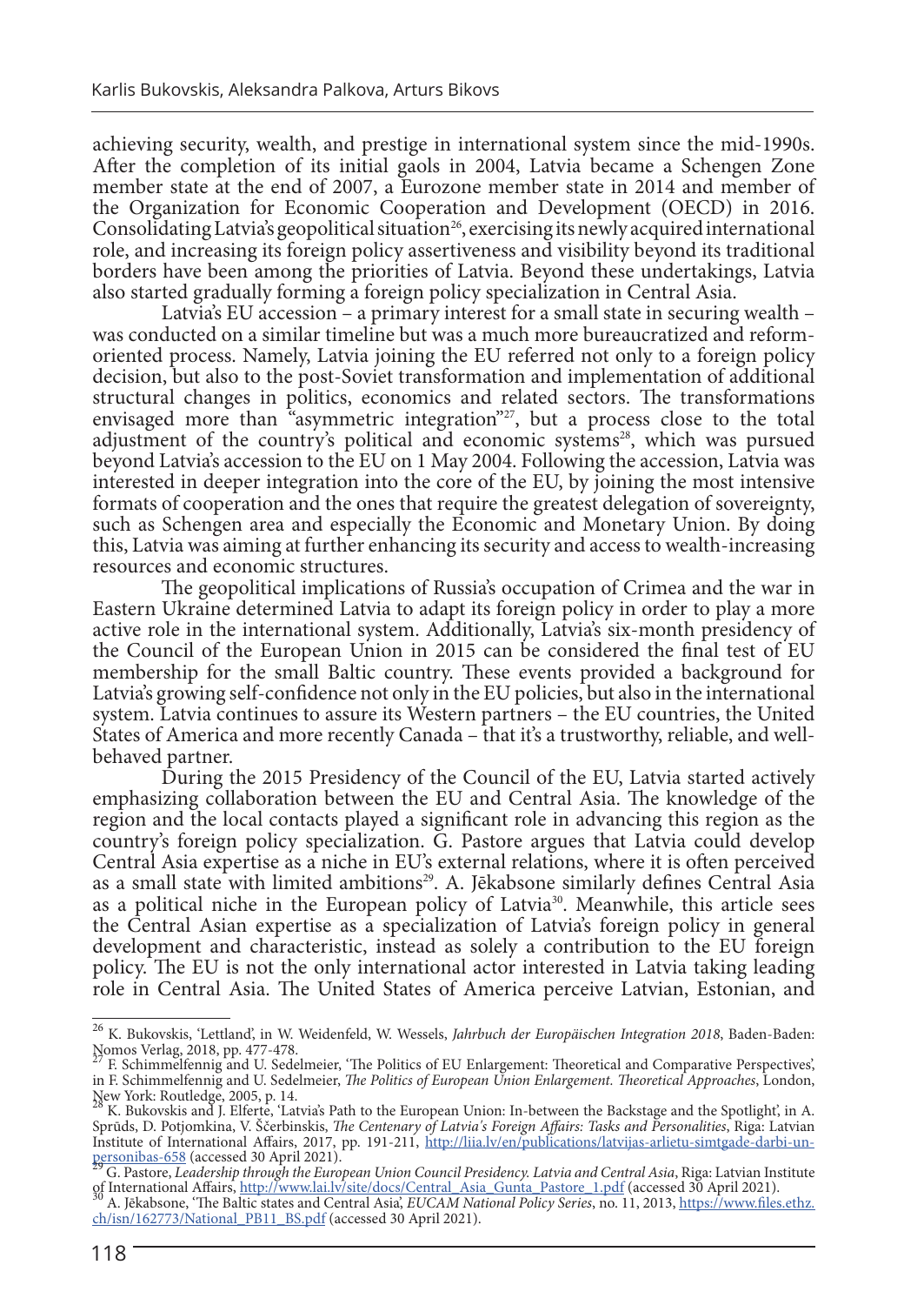achieving security, wealth, and prestige in international system since the mid-1990s. After the completion of its initial gaols in 2004, Latvia became a Schengen Zone member state at the end of 2007, a Eurozone member state in 2014 and member of the Organization for Economic Cooperation and Development (OECD) in 2016. Consolidating Latvia's geopolitical situation[26], exercising its newly acquired international role, and increasing its foreign policy assertiveness and visibility beyond its traditional borders have been among the priorities of Latvia. Beyond these undertakings, Latvia also started gradually forming a foreign policy specialization in Central Asia.

Latvia's EU accession – a primary interest for a small state in securing wealth – was conducted on a similar timeline but was a much more bureaucratized and reform-oriented process. Namely, Latvia joining the EU referred not only to a foreign policy decision, but also to the post-Soviet transformation and implementation of additional structural changes in politics, economics and related sectors. The transformations envisaged more than "asymmetric integration"[27], but a process close to the total adjustment of the country's political and economic systems[28], which was pursued beyond Latvia's accession to the EU on 1 May 2004. Following the accession, Latvia was interested in deeper integration into the core of the EU, by joining the most intensive formats of cooperation and the ones that require the greatest delegation of sovereignty, such as Schengen area and especially the Economic and Monetary Union. By doing this, Latvia was aiming at further enhancing its security and access to wealth-increasing resources and economic structures.

The geopolitical implications of Russia's occupation of Crimea and the war in Eastern Ukraine determined Latvia to adapt its foreign policy in order to play a more active role in the international system. Additionally, Latvia's six-month presidency of the Council of the European Union in 2015 can be considered the final test of EU membership for the small Baltic country. These events provided a background for Latvia's growing self-confidence not only in the EU policies, but also in the international system. Latvia continues to assure its Western partners – the EU countries, the United States of America and more recently Canada – that it's a trustworthy, reliable, and well-behaved partner.

During the 2015 Presidency of the Council of the EU, Latvia started actively emphasizing collaboration between the EU and Central Asia. The knowledge of the region and the local contacts played a significant role in advancing this region as the country's foreign policy specialization. G. Pastore argues that Latvia could develop Central Asia expertise as a niche in EU's external relations, where it is often perceived as a small state with limited ambitions[29]. A. Jēkabsone similarly defines Central Asia as a political niche in the European policy of Latvia[30]. Meanwhile, this article sees the Central Asian expertise as a specialization of Latvia's foreign policy in general development and characteristic, instead as solely a contribution to the EU foreign policy. The EU is not the only international actor interested in Latvia taking leading role in Central Asia. The United States of America perceive Latvian, Estonian, and

---

[26] K. Bukovskis, 'Lettland', in W. Weidenfeld, W. Wessels, *Jahrbuch der Europäischen Integration 2018*, Baden-Baden: Nomos Verlag, 2018, pp. 477-478.

[27] F. Schimmelfennig and U. Sedelmeier, 'The Politics of EU Enlargement: Theoretical and Comparative Perspectives', in F. Schimmelfennig and U. Sedelmeier, *The Politics of European Union Enlargement. Theoretical Approaches*, London, New York: Routledge, 2005, p. 14.

[28] K. Bukovskis and J. Elferte, 'Latvia's Path to the European Union: In-between the Backstage and the Spotlight', in A. Sprūds, D. Potjomkina, V. Ščerbinskis, *The Centenary of Latvia's Foreign Affairs: Tasks and Personalities*, Riga: Latvian Institute of International Affairs, 2017, pp. 191-211, http://liia.lv/en/publications/latvijas-arlietu-simtgade-darbi-un-personibas-658 (accessed 30 April 2021).

[29] G. Pastore, *Leadership through the European Union Council Presidency. Latvia and Central Asia*, Riga: Latvian Institute of International Affairs, http://www.lai.lv/site/docs/Central_Asia_Gunta_Pastore_1.pdf (accessed 30 April 2021).

[30] A. Jēkabsone, 'The Baltic states and Central Asia', *EUCAM National Policy Series*, no. 11, 2013, https://www.files.ethz.ch/isn/162773/National_PB11_BS.pdf (accessed 30 April 2021).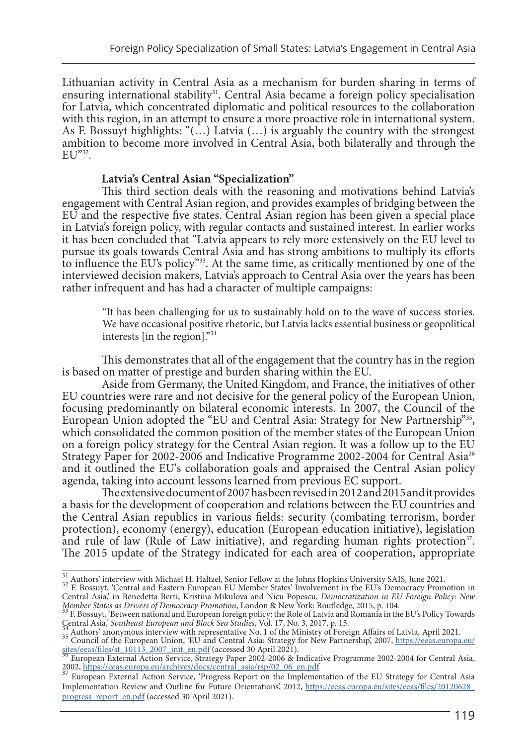Lithuanian activity in Central Asia as a mechanism for burden sharing in terms of ensuring international stability[31]. Central Asia became a foreign policy specialisation for Latvia, which concentrated diplomatic and political resources to the collaboration with this region, in an attempt to ensure a more proactive role in international system. As F. Bossuyt highlights: "(…) Latvia (…) is arguably the country with the strongest ambition to become more involved in Central Asia, both bilaterally and through the EU"[32].

## Latvia's Central Asian "Specialization"

This third section deals with the reasoning and motivations behind Latvia's engagement with Central Asian region, and provides examples of bridging between the EU and the respective five states. Central Asian region has been given a special place in Latvia's foreign policy, with regular contacts and sustained interest. In earlier works it has been concluded that "Latvia appears to rely more extensively on the EU level to pursue its goals towards Central Asia and has strong ambitions to multiply its efforts to influence the EU's policy"[33]. At the same time, as critically mentioned by one of the interviewed decision makers, Latvia's approach to Central Asia over the years has been rather infrequent and has had a character of multiple campaigns:

> "It has been challenging for us to sustainably hold on to the wave of success stories. We have occasional positive rhetoric, but Latvia lacks essential business or geopolitical interests [in the region]."[34]

This demonstrates that all of the engagement that the country has in the region is based on matter of prestige and burden sharing within the EU.

Aside from Germany, the United Kingdom, and France, the initiatives of other EU countries were rare and not decisive for the general policy of the European Union, focusing predominantly on bilateral economic interests. In 2007, the Council of the European Union adopted the "EU and Central Asia: Strategy for New Partnership"[35], which consolidated the common position of the member states of the European Union on a foreign policy strategy for the Central Asian region. It was a follow up to the EU Strategy Paper for 2002-2006 and Indicative Programme 2002-2004 for Central Asia[36] and it outlined the EU's collaboration goals and appraised the Central Asian policy agenda, taking into account lessons learned from previous EC support.

The extensive document of 2007 has been revised in 2012 and 2015 and it provides a basis for the development of cooperation and relations between the EU countries and the Central Asian republics in various fields: security (combating terrorism, border protection), economy (energy), education (European education initiative), legislation and rule of law (Rule of Law initiative), and regarding human rights protection[37]. The 2015 update of the Strategy indicated for each area of cooperation, appropriate

---

[31] Authors' interview with Michael H. Haltzel, Senior Fellow at the Johns Hopkins University SAIS, June 2021.

[32] F. Bossuyt, 'Central and Eastern European EU Member States' Involvement in the EU's Democracy Promotion in Central Asia,' in Benedetta Berti, Kristina Mikulova and Nicu Popescu, *Democratization in EU Foreign Policy: New Member States as Drivers of Democracy Promotion*, London & New York: Routledge, 2015, p. 104.

[33] F. Bossuyt, 'Between national and European foreign policy: the Role of Latvia and Romania in the EU's Policy Towards Central Asia,' *Southeast European and Black Sea Studies*, Vol. 17, No. 3, 2017, p. 15.

[34] Authors' anonymous interview with representative No. 1 of the Ministry of Foreign Affairs of Latvia, April 2021.

[35] Council of the European Union, 'EU and Central Asia: Strategy for New Partnership', 2007, https://eeas.europa.eu/sites/eeas/files/st_10113_2007_init_en.pdf (accessed 30 April 2021).

[36] European External Action Service, Strategy Paper 2002-2006 & Indicative Programme 2002-2004 for Central Asia, 2002, https://eeas.europa.eu/archives/docs/central_asia/rsp/02_06_en.pdf

[37] European External Action Service, 'Progress Report on the Implementation of the EU Strategy for Central Asia Implementation Review and Outline for Future Orientations', 2012, https://eeas.europa.eu/sites/eeas/files/20120628_progress_report_en.pdf (accessed 30 April 2021).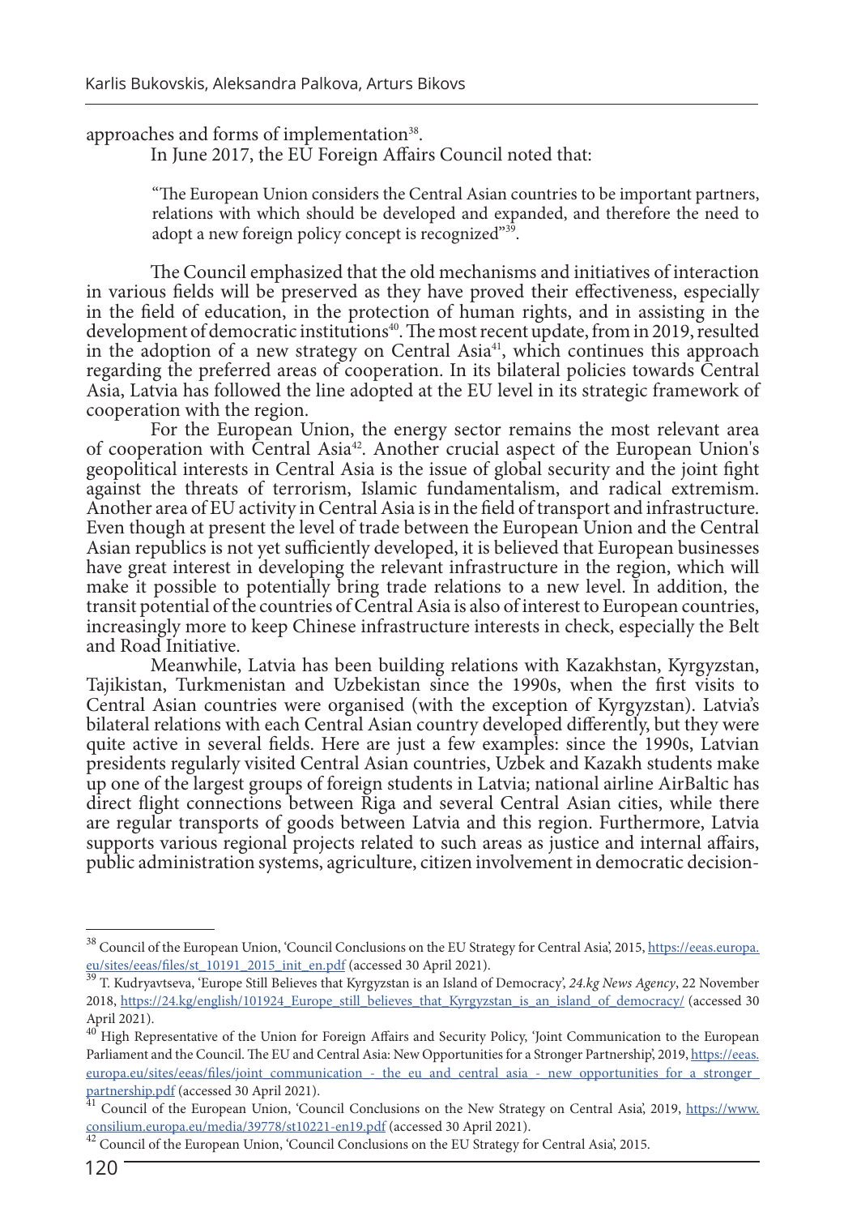approaches and forms of implementation[38].

In June 2017, the EU Foreign Affairs Council noted that:

> "The European Union considers the Central Asian countries to be important partners, relations with which should be developed and expanded, and therefore the need to adopt a new foreign policy concept is recognized"[39].

The Council emphasized that the old mechanisms and initiatives of interaction in various fields will be preserved as they have proved their effectiveness, especially in the field of education, in the protection of human rights, and in assisting in the development of democratic institutions[40]. The most recent update, from in 2019, resulted in the adoption of a new strategy on Central Asia[41], which continues this approach regarding the preferred areas of cooperation. In its bilateral policies towards Central Asia, Latvia has followed the line adopted at the EU level in its strategic framework of cooperation with the region.

For the European Union, the energy sector remains the most relevant area of cooperation with Central Asia[42]. Another crucial aspect of the European Union's geopolitical interests in Central Asia is the issue of global security and the joint fight against the threats of terrorism, Islamic fundamentalism, and radical extremism. Another area of EU activity in Central Asia is in the field of transport and infrastructure. Even though at present the level of trade between the European Union and the Central Asian republics is not yet sufficiently developed, it is believed that European businesses have great interest in developing the relevant infrastructure in the region, which will make it possible to potentially bring trade relations to a new level. In addition, the transit potential of the countries of Central Asia is also of interest to European countries, increasingly more to keep Chinese infrastructure interests in check, especially the Belt and Road Initiative.

Meanwhile, Latvia has been building relations with Kazakhstan, Kyrgyzstan, Tajikistan, Turkmenistan and Uzbekistan since the 1990s, when the first visits to Central Asian countries were organised (with the exception of Kyrgyzstan). Latvia's bilateral relations with each Central Asian country developed differently, but they were quite active in several fields. Here are just a few examples: since the 1990s, Latvian presidents regularly visited Central Asian countries, Uzbek and Kazakh students make up one of the largest groups of foreign students in Latvia; national airline AirBaltic has direct flight connections between Riga and several Central Asian cities, while there are regular transports of goods between Latvia and this region. Furthermore, Latvia supports various regional projects related to such areas as justice and internal affairs, public administration systems, agriculture, citizen involvement in democratic decision-

---

[38] Council of the European Union, 'Council Conclusions on the EU Strategy for Central Asia', 2015, https://eeas.europa.eu/sites/eeas/files/st_10191_2015_init_en.pdf (accessed 30 April 2021).

[39] T. Kudryavtseva, 'Europe Still Believes that Kyrgyzstan is an Island of Democracy', *24.kg News Agency*, 22 November 2018, https://24.kg/english/101924_Europe_still_believes_that_Kyrgyzstan_is_an_island_of_democracy/ (accessed 30 April 2021).

[40] High Representative of the Union for Foreign Affairs and Security Policy, 'Joint Communication to the European Parliament and the Council. The EU and Central Asia: New Opportunities for a Stronger Partnership', 2019, https://eeas.europa.eu/sites/eeas/files/joint_communication_-_the_eu_and_central_asia_-_new_opportunities_for_a_stronger_partnership.pdf (accessed 30 April 2021).

[41] Council of the European Union, 'Council Conclusions on the New Strategy on Central Asia', 2019, https://www.consilium.europa.eu/media/39778/st10221-en19.pdf (accessed 30 April 2021).

[42] Council of the European Union, 'Council Conclusions on the EU Strategy for Central Asia', 2015.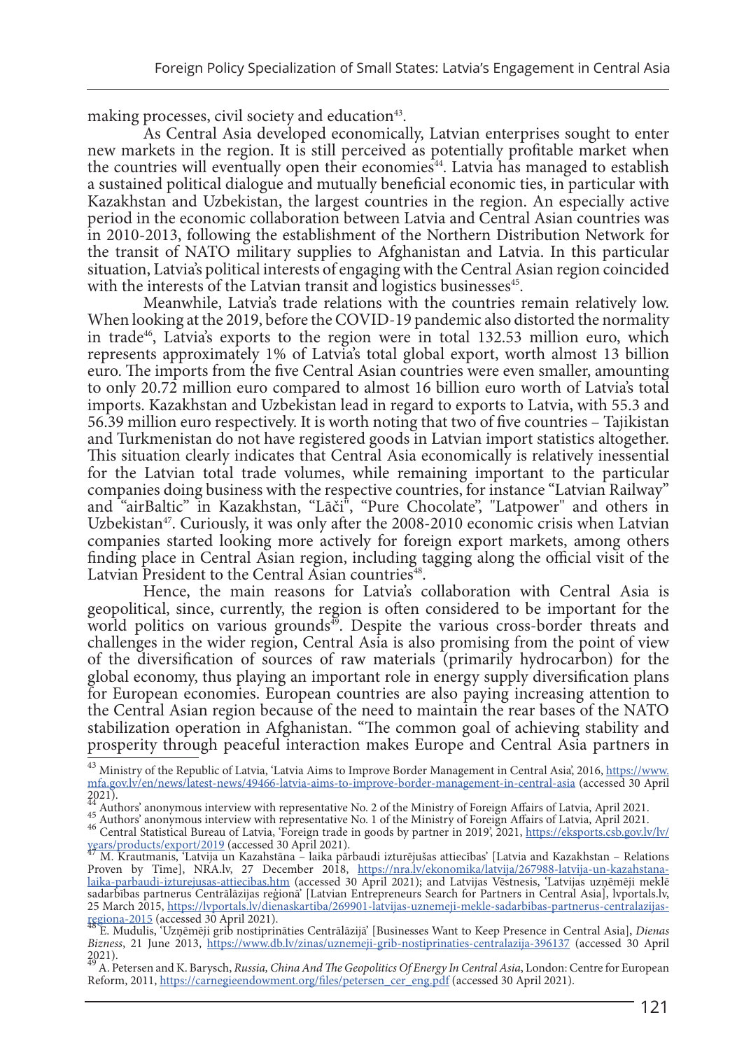making processes, civil society and education[43].

As Central Asia developed economically, Latvian enterprises sought to enter new markets in the region. It is still perceived as potentially profitable market when the countries will eventually open their economies[44]. Latvia has managed to establish a sustained political dialogue and mutually beneficial economic ties, in particular with Kazakhstan and Uzbekistan, the largest countries in the region. An especially active period in the economic collaboration between Latvia and Central Asian countries was in 2010-2013, following the establishment of the Northern Distribution Network for the transit of NATO military supplies to Afghanistan and Latvia. In this particular situation, Latvia's political interests of engaging with the Central Asian region coincided with the interests of the Latvian transit and logistics businesses[45].

Meanwhile, Latvia's trade relations with the countries remain relatively low. When looking at the 2019, before the COVID-19 pandemic also distorted the normality in trade[46], Latvia's exports to the region were in total 132.53 million euro, which represents approximately 1% of Latvia's total global export, worth almost 13 billion euro. The imports from the five Central Asian countries were even smaller, amounting to only 20.72 million euro compared to almost 16 billion euro worth of Latvia's total imports. Kazakhstan and Uzbekistan lead in regard to exports to Latvia, with 55.3 and 56.39 million euro respectively. It is worth noting that two of five countries – Tajikistan and Turkmenistan do not have registered goods in Latvian import statistics altogether. This situation clearly indicates that Central Asia economically is relatively inessential for the Latvian total trade volumes, while remaining important to the particular companies doing business with the respective countries, for instance "Latvian Railway" and "airBaltic" in Kazakhstan, "Lāči", "Pure Chocolate", "Latpower" and others in Uzbekistan[47]. Curiously, it was only after the 2008-2010 economic crisis when Latvian companies started looking more actively for foreign export markets, among others finding place in Central Asian region, including tagging along the official visit of the Latvian President to the Central Asian countries[48].

Hence, the main reasons for Latvia's collaboration with Central Asia is geopolitical, since, currently, the region is often considered to be important for the world politics on various grounds[49]. Despite the various cross-border threats and challenges in the wider region, Central Asia is also promising from the point of view of the diversification of sources of raw materials (primarily hydrocarbon) for the global economy, thus playing an important role in energy supply diversification plans for European economies. European countries are also paying increasing attention to the Central Asian region because of the need to maintain the rear bases of the NATO stabilization operation in Afghanistan. "The common goal of achieving stability and prosperity through peaceful interaction makes Europe and Central Asia partners in

---

[43] Ministry of the Republic of Latvia, 'Latvia Aims to Improve Border Management in Central Asia', 2016, https://www.mfa.gov.lv/en/news/latest-news/49466-latvia-aims-to-improve-border-management-in-central-asia (accessed 30 April 2021).

[44] Authors' anonymous interview with representative No. 2 of the Ministry of Foreign Affairs of Latvia, April 2021.

[45] Authors' anonymous interview with representative No. 1 of the Ministry of Foreign Affairs of Latvia, April 2021.

[46] Central Statistical Bureau of Latvia, 'Foreign trade in goods by partner in 2019', 2021, https://eksports.csb.gov.lv/lv/years/products/export/2019 (accessed 30 April 2021).

[47] M. Krautmanis, 'Latvija un Kazahstāna – laika pārbaudi izturējušas attiecības' [Latvia and Kazakhstan – Relations Proven by Time], NRA.lv, 27 December 2018, https://nra.lv/ekonomika/latvija/267988-latvija-un-kazahstana-laika-parbaudi-izturejusas-attiecibas.htm (accessed 30 April 2021); and Latvijas Vēstnesis, 'Latvijas uzņēmēji meklē sadarbības partnerus Centrālāzijas reģionā' [Latvian Entrepreneurs Search for Partners in Central Asia], lvportals.lv, 25 March 2015, https://lvportals.lv/dienaskartiba/269901-latvijas-uznemeji-mekle-sadarbibas-partnerus-centralazijas-regiona-2015 (accessed 30 April 2021).

[48] E. Mudulis, 'Uzņēmēji grib nostiprināties Centrālāzijā' [Businesses Want to Keep Presence in Central Asia], *Dienas Bizness*, 21 June 2013, https://www.db.lv/zinas/uznemeji-grib-nostiprinaties-centralazija-396137 (accessed 30 April 2021).

[49] A. Petersen and K. Barysch, *Russia, China And The Geopolitics Of Energy In Central Asia*, London: Centre for European Reform, 2011, https://carnegieendowment.org/files/petersen_cer_eng.pdf (accessed 30 April 2021).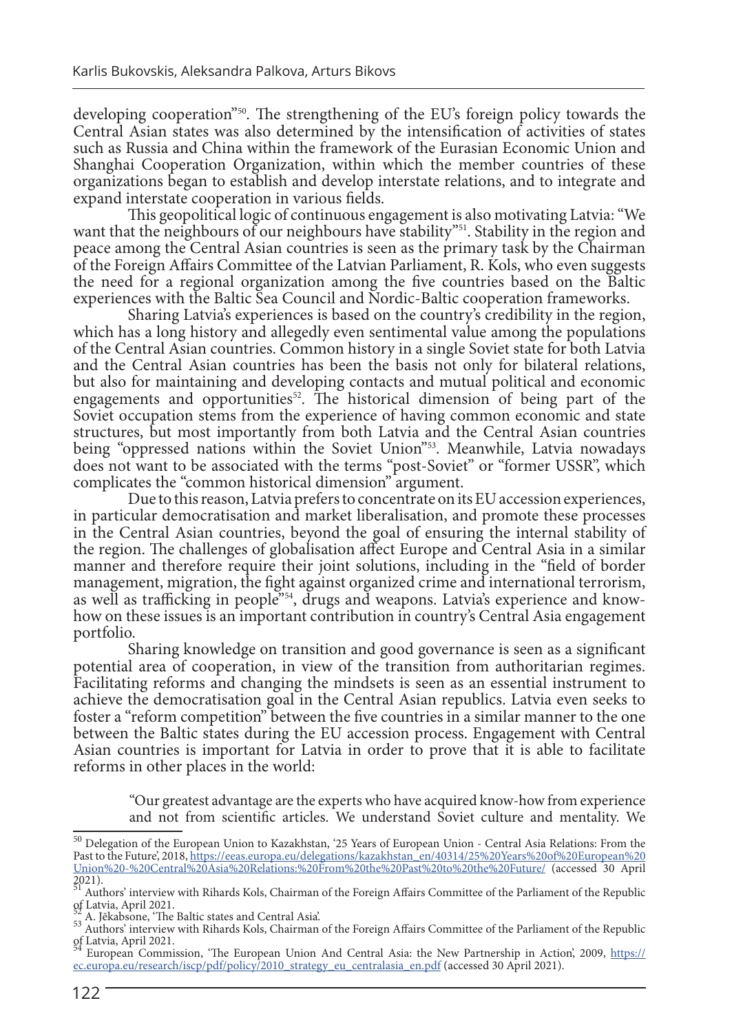developing cooperation"[50]. The strengthening of the EU's foreign policy towards the Central Asian states was also determined by the intensification of activities of states such as Russia and China within the framework of the Eurasian Economic Union and Shanghai Cooperation Organization, within which the member countries of these organizations began to establish and develop interstate relations, and to integrate and expand interstate cooperation in various fields.

This geopolitical logic of continuous engagement is also motivating Latvia: "We want that the neighbours of our neighbours have stability"[51]. Stability in the region and peace among the Central Asian countries is seen as the primary task by the Chairman of the Foreign Affairs Committee of the Latvian Parliament, R. Kols, who even suggests the need for a regional organization among the five countries based on the Baltic experiences with the Baltic Sea Council and Nordic-Baltic cooperation frameworks.

Sharing Latvia's experiences is based on the country's credibility in the region, which has a long history and allegedly even sentimental value among the populations of the Central Asian countries. Common history in a single Soviet state for both Latvia and the Central Asian countries has been the basis not only for bilateral relations, but also for maintaining and developing contacts and mutual political and economic engagements and opportunities[52]. The historical dimension of being part of the Soviet occupation stems from the experience of having common economic and state structures, but most importantly from both Latvia and the Central Asian countries being "oppressed nations within the Soviet Union"[53]. Meanwhile, Latvia nowadays does not want to be associated with the terms "post-Soviet" or "former USSR", which complicates the "common historical dimension" argument.

Due to this reason, Latvia prefers to concentrate on its EU accession experiences, in particular democratisation and market liberalisation, and promote these processes in the Central Asian countries, beyond the goal of ensuring the internal stability of the region. The challenges of globalisation affect Europe and Central Asia in a similar manner and therefore require their joint solutions, including in the "field of border management, migration, the fight against organized crime and international terrorism, as well as trafficking in people"[54], drugs and weapons. Latvia's experience and know-how on these issues is an important contribution in country's Central Asia engagement portfolio.

Sharing knowledge on transition and good governance is seen as a significant potential area of cooperation, in view of the transition from authoritarian regimes. Facilitating reforms and changing the mindsets is seen as an essential instrument to achieve the democratisation goal in the Central Asian republics. Latvia even seeks to foster a "reform competition" between the five countries in a similar manner to the one between the Baltic states during the EU accession process. Engagement with Central Asian countries is important for Latvia in order to prove that it is able to facilitate reforms in other places in the world:

> "Our greatest advantage are the experts who have acquired know-how from experience and not from scientific articles. We understand Soviet culture and mentality. We

---

[50] Delegation of the European Union to Kazakhstan, '25 Years of European Union - Central Asia Relations: From the Past to the Future', 2018, https://eeas.europa.eu/delegations/kazakhstan_en/40314/25%20Years%20of%20European%20Union%20-%20Central%20Asia%20Relations:%20From%20the%20Past%20to%20the%20Future/ (accessed 30 April 2021).

[51] Authors' interview with Rihards Kols, Chairman of the Foreign Affairs Committee of the Parliament of the Republic of Latvia, April 2021.

[52] A. Jēkabsone, 'The Baltic states and Central Asia'.

[53] Authors' interview with Rihards Kols, Chairman of the Foreign Affairs Committee of the Parliament of the Republic of Latvia, April 2021.

[54] European Commission, 'The European Union And Central Asia: the New Partnership in Action', 2009, https://ec.europa.eu/research/iscp/pdf/policy/2010_strategy_eu_centralasia_en.pdf (accessed 30 April 2021).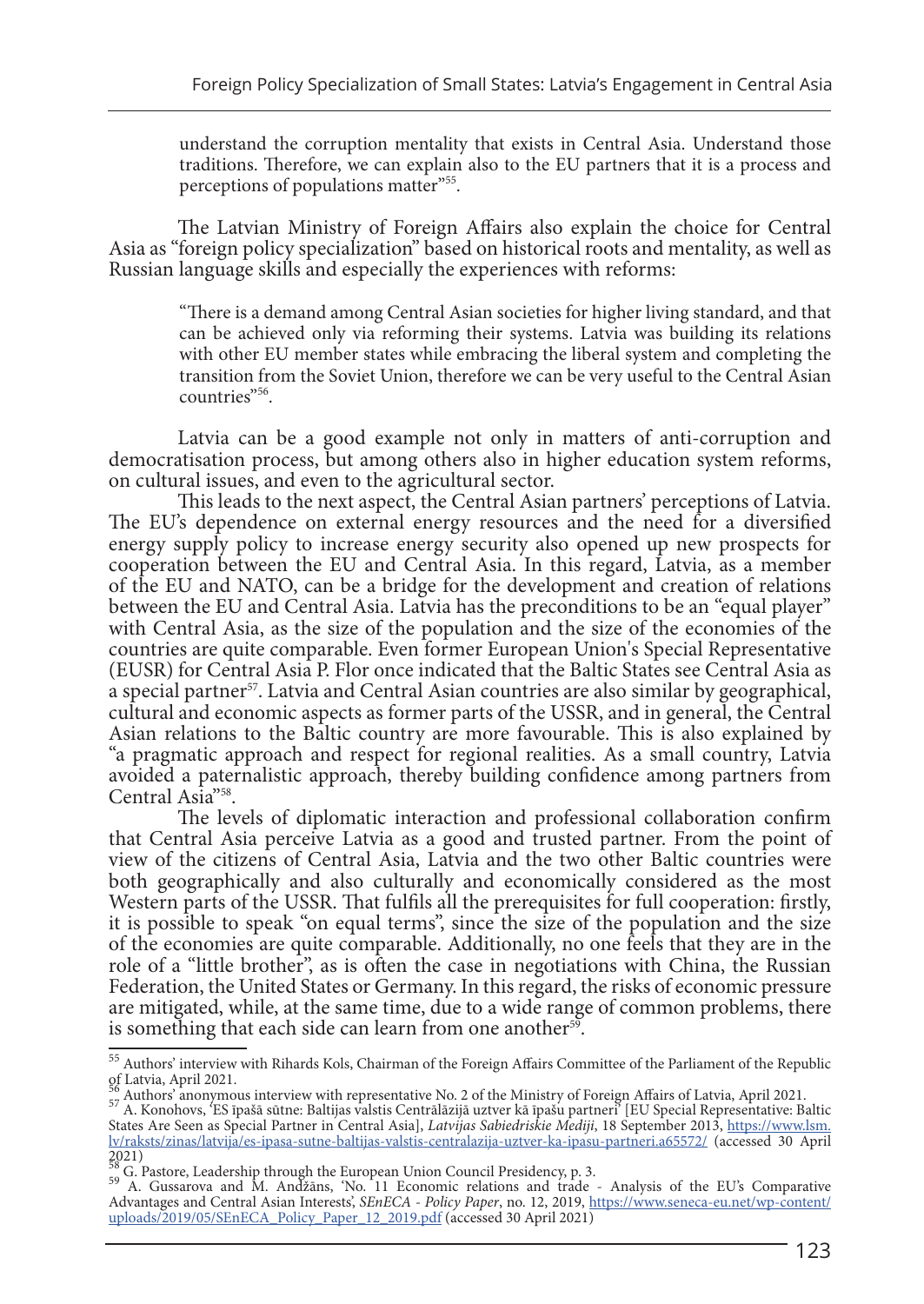> understand the corruption mentality that exists in Central Asia. Understand those traditions. Therefore, we can explain also to the EU partners that it is a process and perceptions of populations matter"[55].

The Latvian Ministry of Foreign Affairs also explain the choice for Central Asia as "foreign policy specialization" based on historical roots and mentality, as well as Russian language skills and especially the experiences with reforms:

> "There is a demand among Central Asian societies for higher living standard, and that can be achieved only via reforming their systems. Latvia was building its relations with other EU member states while embracing the liberal system and completing the transition from the Soviet Union, therefore we can be very useful to the Central Asian countries"[56].

Latvia can be a good example not only in matters of anti-corruption and democratisation process, but among others also in higher education system reforms, on cultural issues, and even to the agricultural sector.

This leads to the next aspect, the Central Asian partners' perceptions of Latvia. The EU's dependence on external energy resources and the need for a diversified energy supply policy to increase energy security also opened up new prospects for cooperation between the EU and Central Asia. In this regard, Latvia, as a member of the EU and NATO, can be a bridge for the development and creation of relations between the EU and Central Asia. Latvia has the preconditions to be an "equal player" with Central Asia, as the size of the population and the size of the economies of the countries are quite comparable. Even former European Union's Special Representative (EUSR) for Central Asia P. Flor once indicated that the Baltic States see Central Asia as a special partner[57]. Latvia and Central Asian countries are also similar by geographical, cultural and economic aspects as former parts of the USSR, and in general, the Central Asian relations to the Baltic country are more favourable. This is also explained by "a pragmatic approach and respect for regional realities. As a small country, Latvia avoided a paternalistic approach, thereby building confidence among partners from Central Asia"[58].

The levels of diplomatic interaction and professional collaboration confirm that Central Asia perceive Latvia as a good and trusted partner. From the point of view of the citizens of Central Asia, Latvia and the two other Baltic countries were both geographically and also culturally and economically considered as the most Western parts of the USSR. That fulfils all the prerequisites for full cooperation: firstly, it is possible to speak "on equal terms", since the size of the population and the size of the economies are quite comparable. Additionally, no one feels that they are in the role of a "little brother", as is often the case in negotiations with China, the Russian Federation, the United States or Germany. In this regard, the risks of economic pressure are mitigated, while, at the same time, due to a wide range of common problems, there is something that each side can learn from one another[59].

---

[55] Authors' interview with Rihards Kols, Chairman of the Foreign Affairs Committee of the Parliament of the Republic of Latvia, April 2021.

[56] Authors' anonymous interview with representative No. 2 of the Ministry of Foreign Affairs of Latvia, April 2021.

[57] A. Konohovs, 'ES īpašā sūtne: Baltijas valstis Centrālāzijā uztver kā īpašu partneri' [EU Special Representative: Baltic States Are Seen as Special Partner in Central Asia], *Latvijas Sabiedriskie Mediji*, 18 September 2013, https://www.lsm.lv/raksts/zinas/latvija/es-ipasa-sutne-baltijas-valstis-centralazija-uztver-ka-ipasu-partneri.a65572/ (accessed 30 April 2021)

[58] G. Pastore, Leadership through the European Union Council Presidency, p. 3.

[59] A. Gussarova and M. Andžāns, 'No. 11 Economic relations and trade - Analysis of the EU's Comparative Advantages and Central Asian Interests', *SEnECA - Policy Paper*, no. 12, 2019, https://www.seneca-eu.net/wp-content/uploads/2019/05/SEnECA_Policy_Paper_12_2019.pdf (accessed 30 April 2021)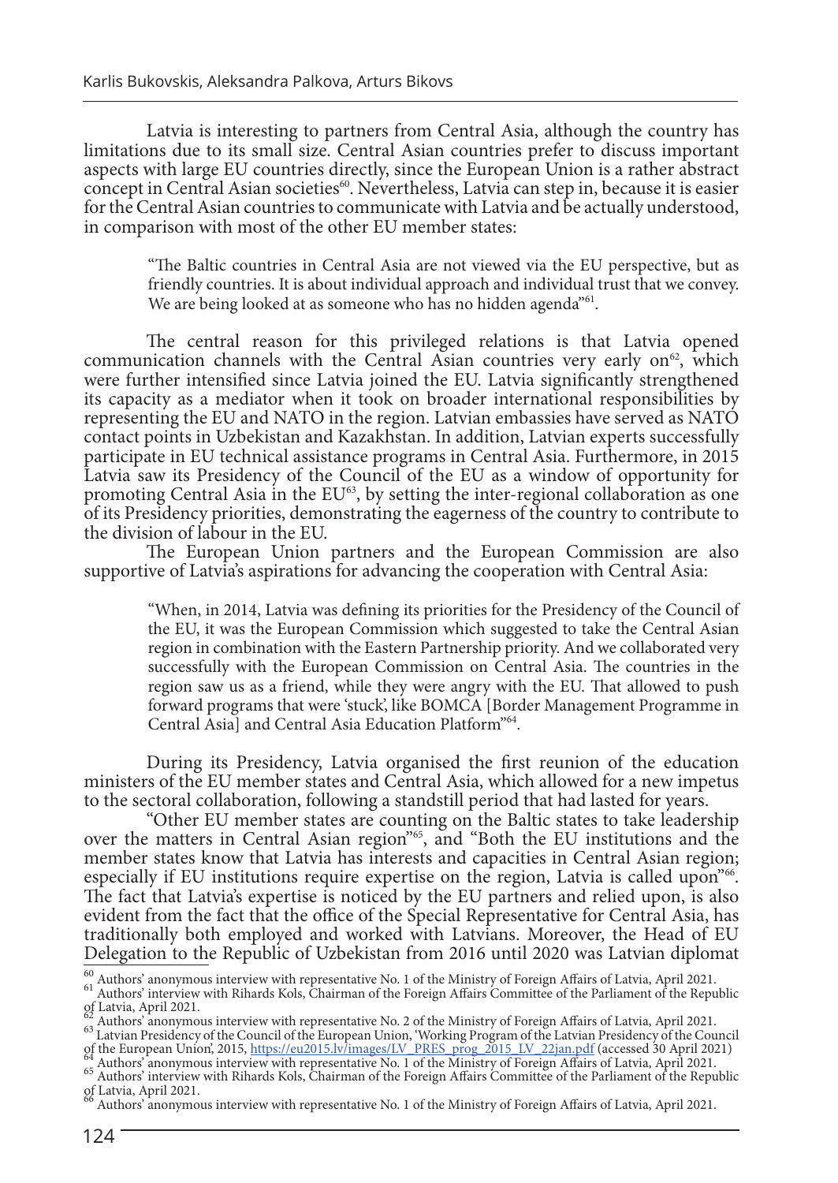Latvia is interesting to partners from Central Asia, although the country has limitations due to its small size. Central Asian countries prefer to discuss important aspects with large EU countries directly, since the European Union is a rather abstract concept in Central Asian societies[60]. Nevertheless, Latvia can step in, because it is easier for the Central Asian countries to communicate with Latvia and be actually understood, in comparison with most of the other EU member states:

> "The Baltic countries in Central Asia are not viewed via the EU perspective, but as friendly countries. It is about individual approach and individual trust that we convey. We are being looked at as someone who has no hidden agenda"[61].

The central reason for this privileged relations is that Latvia opened communication channels with the Central Asian countries very early on[62], which were further intensified since Latvia joined the EU. Latvia significantly strengthened its capacity as a mediator when it took on broader international responsibilities by representing the EU and NATO in the region. Latvian embassies have served as NATO contact points in Uzbekistan and Kazakhstan. In addition, Latvian experts successfully participate in EU technical assistance programs in Central Asia. Furthermore, in 2015 Latvia saw its Presidency of the Council of the EU as a window of opportunity for promoting Central Asia in the EU[63], by setting the inter-regional collaboration as one of its Presidency priorities, demonstrating the eagerness of the country to contribute to the division of labour in the EU.

The European Union partners and the European Commission are also supportive of Latvia's aspirations for advancing the cooperation with Central Asia:

> "When, in 2014, Latvia was defining its priorities for the Presidency of the Council of the EU, it was the European Commission which suggested to take the Central Asian region in combination with the Eastern Partnership priority. And we collaborated very successfully with the European Commission on Central Asia. The countries in the region saw us as a friend, while they were angry with the EU. That allowed to push forward programs that were 'stuck', like BOMCA [Border Management Programme in Central Asia] and Central Asia Education Platform"[64].

During its Presidency, Latvia organised the first reunion of the education ministers of the EU member states and Central Asia, which allowed for a new impetus to the sectoral collaboration, following a standstill period that had lasted for years.

"Other EU member states are counting on the Baltic states to take leadership over the matters in Central Asian region"[65], and "Both the EU institutions and the member states know that Latvia has interests and capacities in Central Asian region; especially if EU institutions require expertise on the region, Latvia is called upon"[66]. The fact that Latvia's expertise is noticed by the EU partners and relied upon, is also evident from the fact that the office of the Special Representative for Central Asia, has traditionally both employed and worked with Latvians. Moreover, the Head of EU Delegation to the Republic of Uzbekistan from 2016 until 2020 was Latvian diplomat

---

[60] Authors' anonymous interview with representative No. 1 of the Ministry of Foreign Affairs of Latvia, April 2021.

[61] Authors' interview with Rihards Kols, Chairman of the Foreign Affairs Committee of the Parliament of the Republic of Latvia, April 2021.

[62] Authors' anonymous interview with representative No. 2 of the Ministry of Foreign Affairs of Latvia, April 2021.

[63] Latvian Presidency of the Council of the European Union, 'Working Program of the Latvian Presidency of the Council of the European Union', 2015, https://eu2015.lv/images/LV_PRES_prog_2015_LV_22jan.pdf (accessed 30 April 2021)

[64] Authors' anonymous interview with representative No. 1 of the Ministry of Foreign Affairs of Latvia, April 2021.

[65] Authors' interview with Rihards Kols, Chairman of the Foreign Affairs Committee of the Parliament of the Republic of Latvia, April 2021.

[66] Authors' anonymous interview with representative No. 1 of the Ministry of Foreign Affairs of Latvia, April 2021.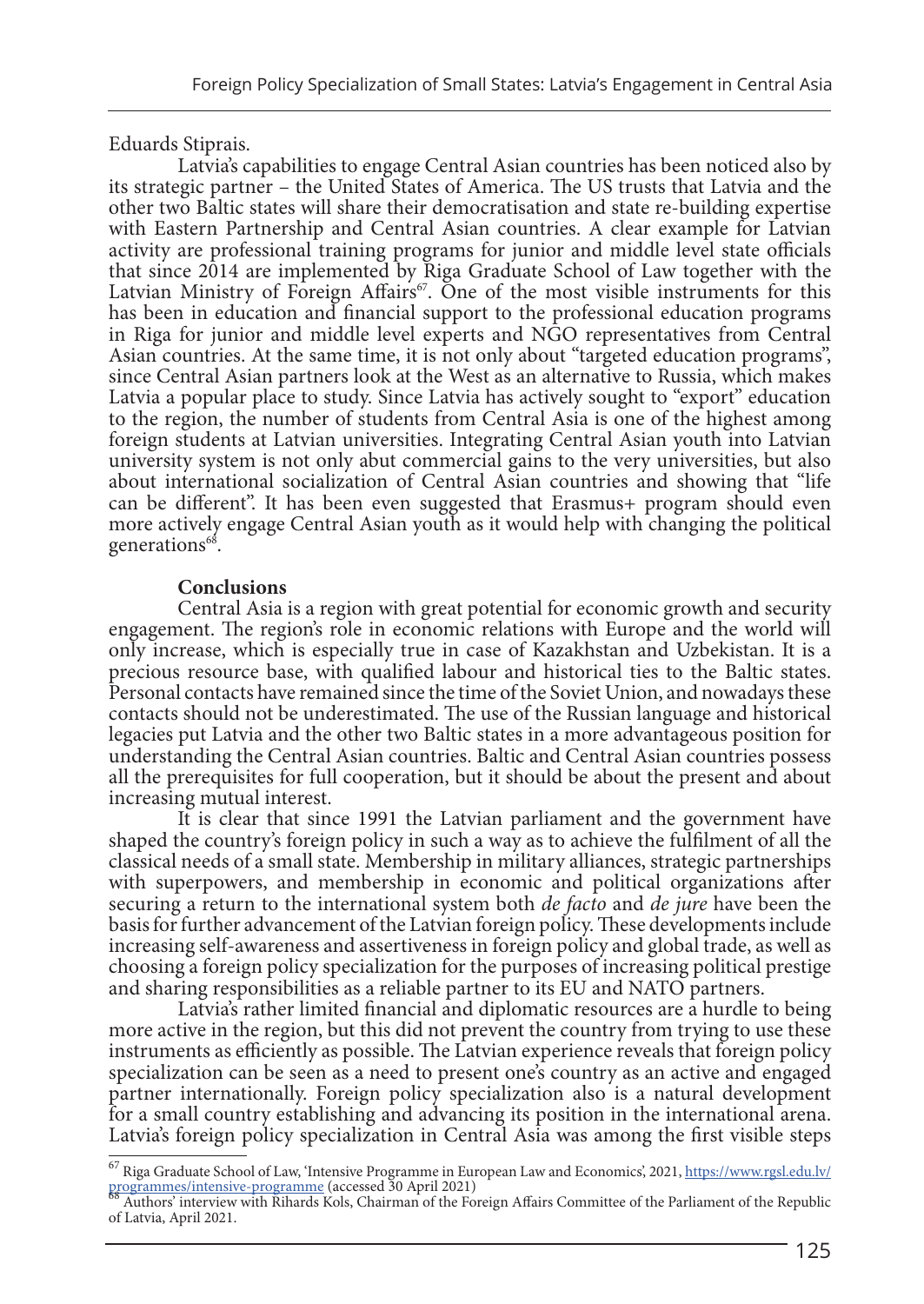Eduards Stiprais.

Latvia's capabilities to engage Central Asian countries has been noticed also by its strategic partner – the United States of America. The US trusts that Latvia and the other two Baltic states will share their democratisation and state re-building expertise with Eastern Partnership and Central Asian countries. A clear example for Latvian activity are professional training programs for junior and middle level state officials that since 2014 are implemented by Riga Graduate School of Law together with the Latvian Ministry of Foreign Affairs[67]. One of the most visible instruments for this has been in education and financial support to the professional education programs in Riga for junior and middle level experts and NGO representatives from Central Asian countries. At the same time, it is not only about "targeted education programs", since Central Asian partners look at the West as an alternative to Russia, which makes Latvia a popular place to study. Since Latvia has actively sought to "export" education to the region, the number of students from Central Asia is one of the highest among foreign students at Latvian universities. Integrating Central Asian youth into Latvian university system is not only abut commercial gains to the very universities, but also about international socialization of Central Asian countries and showing that "life can be different". It has been even suggested that Erasmus+ program should even more actively engage Central Asian youth as it would help with changing the political generations[68].

## Conclusions

Central Asia is a region with great potential for economic growth and security engagement. The region's role in economic relations with Europe and the world will only increase, which is especially true in case of Kazakhstan and Uzbekistan. It is a precious resource base, with qualified labour and historical ties to the Baltic states. Personal contacts have remained since the time of the Soviet Union, and nowadays these contacts should not be underestimated. The use of the Russian language and historical legacies put Latvia and the other two Baltic states in a more advantageous position for understanding the Central Asian countries. Baltic and Central Asian countries possess all the prerequisites for full cooperation, but it should be about the present and about increasing mutual interest.

It is clear that since 1991 the Latvian parliament and the government have shaped the country's foreign policy in such a way as to achieve the fulfilment of all the classical needs of a small state. Membership in military alliances, strategic partnerships with superpowers, and membership in economic and political organizations after securing a return to the international system both *de facto* and *de jure* have been the basis for further advancement of the Latvian foreign policy. These developments include increasing self-awareness and assertiveness in foreign policy and global trade, as well as choosing a foreign policy specialization for the purposes of increasing political prestige and sharing responsibilities as a reliable partner to its EU and NATO partners.

Latvia's rather limited financial and diplomatic resources are a hurdle to being more active in the region, but this did not prevent the country from trying to use these instruments as efficiently as possible. The Latvian experience reveals that foreign policy specialization can be seen as a need to present one's country as an active and engaged partner internationally. Foreign policy specialization also is a natural development for a small country establishing and advancing its position in the international arena. Latvia's foreign policy specialization in Central Asia was among the first visible steps

---

[67] Riga Graduate School of Law, 'Intensive Programme in European Law and Economics', 2021, https://www.rgsl.edu.lv/programmes/intensive-programme (accessed 30 April 2021)

[68] Authors' interview with Rihards Kols, Chairman of the Foreign Affairs Committee of the Parliament of the Republic of Latvia, April 2021.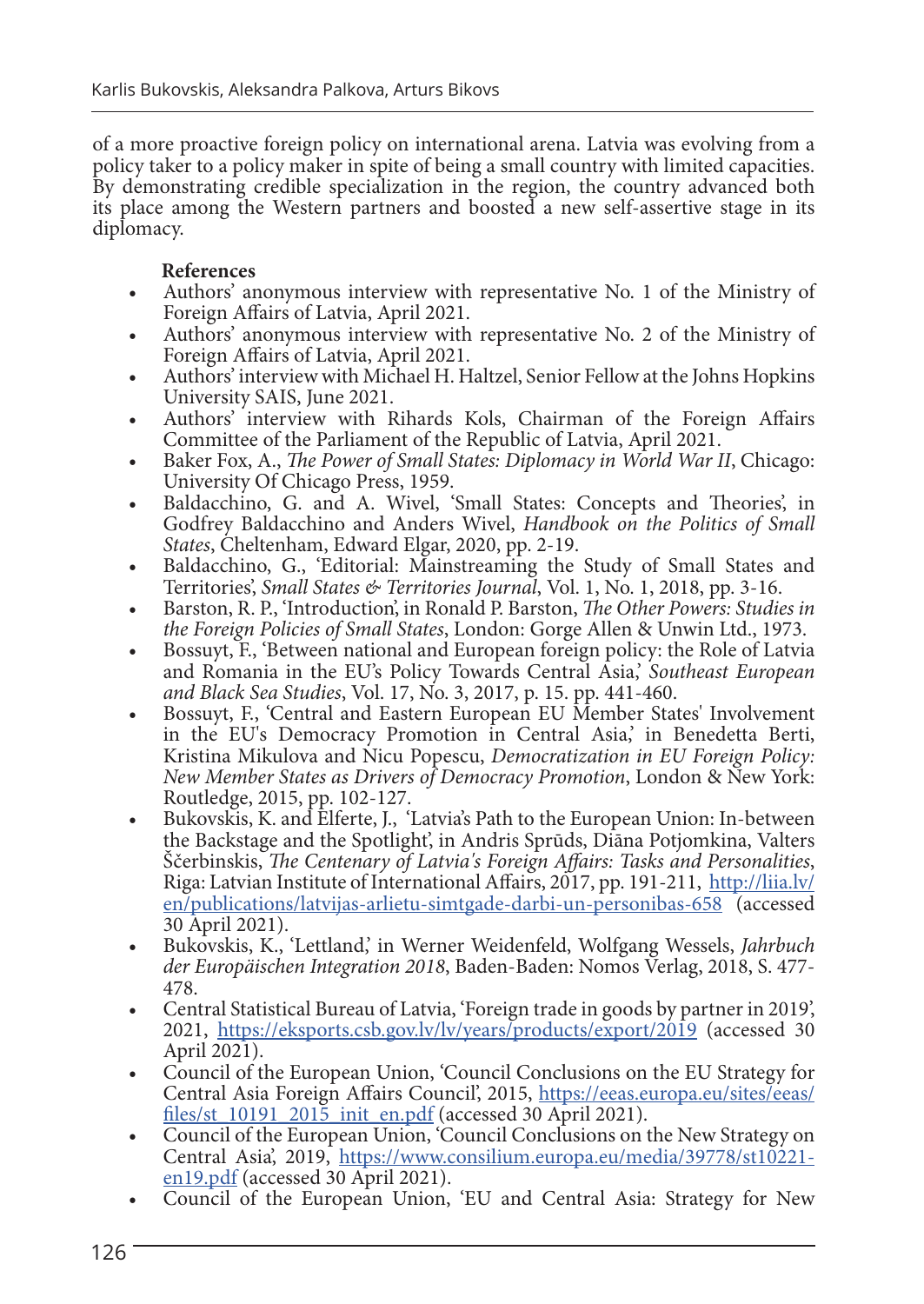of a more proactive foreign policy on international arena. Latvia was evolving from a policy taker to a policy maker in spite of being a small country with limited capacities. By demonstrating credible specialization in the region, the country advanced both its place among the Western partners and boosted a new self-assertive stage in its diplomacy.

**References**

- Authors' anonymous interview with representative No. 1 of the Ministry of Foreign Affairs of Latvia, April 2021.
- Authors' anonymous interview with representative No. 2 of the Ministry of Foreign Affairs of Latvia, April 2021.
- Authors' interview with Michael H. Haltzel, Senior Fellow at the Johns Hopkins University SAIS, June 2021.
- Authors' interview with Rihards Kols, Chairman of the Foreign Affairs Committee of the Parliament of the Republic of Latvia, April 2021.
- Baker Fox, A., *The Power of Small States: Diplomacy in World War II*, Chicago: University Of Chicago Press, 1959.
- Baldacchino, G. and A. Wivel, 'Small States: Concepts and Theories', in Godfrey Baldacchino and Anders Wivel, *Handbook on the Politics of Small States*, Cheltenham, Edward Elgar, 2020, pp. 2-19.
- Baldacchino, G., 'Editorial: Mainstreaming the Study of Small States and Territories', *Small States & Territories Journal*, Vol. 1, No. 1, 2018, pp. 3-16.
- Barston, R. P., 'Introduction', in Ronald P. Barston, *The Other Powers: Studies in the Foreign Policies of Small States*, London: Gorge Allen & Unwin Ltd., 1973.
- Bossuyt, F., 'Between national and European foreign policy: the Role of Latvia and Romania in the EU's Policy Towards Central Asia,' *Southeast European and Black Sea Studies*, Vol. 17, No. 3, 2017, p. 15. pp. 441-460.
- Bossuyt, F., 'Central and Eastern European EU Member States' Involvement in the EU's Democracy Promotion in Central Asia,' in Benedetta Berti, Kristina Mikulova and Nicu Popescu, *Democratization in EU Foreign Policy: New Member States as Drivers of Democracy Promotion*, London & New York: Routledge, 2015, pp. 102-127.
- Bukovskis, K. and Elferte, J., 'Latvia's Path to the European Union: In-between the Backstage and the Spotlight', in Andris Sprūds, Diāna Potjomkina, Valters Ščerbinskis, *The Centenary of Latvia's Foreign Affairs: Tasks and Personalities*, Riga: Latvian Institute of International Affairs, 2017, pp. 191-211, http://liia.lv/en/publications/latvijas-arlietu-simtgade-darbi-un-personibas-658 (accessed 30 April 2021).
- Bukovskis, K., 'Lettland,' in Werner Weidenfeld, Wolfgang Wessels, *Jahrbuch der Europäischen Integration 2018*, Baden-Baden: Nomos Verlag, 2018, S. 477-478.
- Central Statistical Bureau of Latvia, 'Foreign trade in goods by partner in 2019', 2021, https://eksports.csb.gov.lv/lv/years/products/export/2019 (accessed 30 April 2021).
- Council of the European Union, 'Council Conclusions on the EU Strategy for Central Asia Foreign Affairs Council', 2015, https://eeas.europa.eu/sites/eeas/files/st_10191_2015_init_en.pdf (accessed 30 April 2021).
- Council of the European Union, 'Council Conclusions on the New Strategy on Central Asia', 2019, https://www.consilium.europa.eu/media/39778/st10221-en19.pdf (accessed 30 April 2021).
- Council of the European Union, 'EU and Central Asia: Strategy for New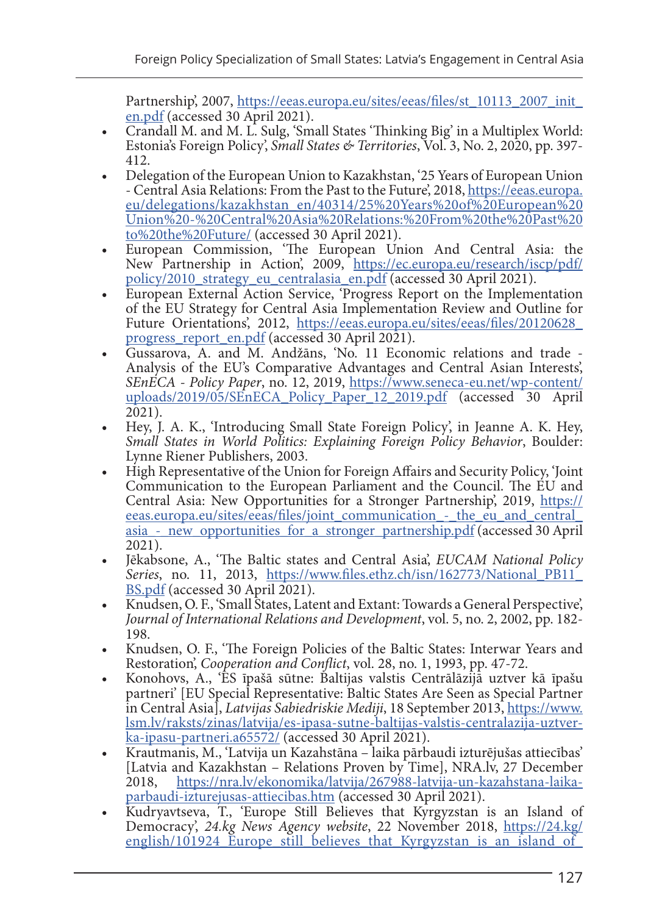Partnership', 2007, https://eeas.europa.eu/sites/eeas/files/st_10113_2007_init_en.pdf (accessed 30 April 2021).

- Crandall M. and M. L. Sulg, 'Small States 'Thinking Big' in a Multiplex World: Estonia's Foreign Policy', *Small States & Territories*, Vol. 3, No. 2, 2020, pp. 397-412.
- Delegation of the European Union to Kazakhstan, '25 Years of European Union - Central Asia Relations: From the Past to the Future', 2018, https://eeas.europa.eu/delegations/kazakhstan_en/40314/25%20Years%20of%20European%20Union%20-%20Central%20Asia%20Relations:%20From%20the%20Past%20to%20the%20Future/ (accessed 30 April 2021).
- European Commission, 'The European Union And Central Asia: the New Partnership in Action', 2009, https://ec.europa.eu/research/iscp/pdf/policy/2010_strategy_eu_centralasia_en.pdf (accessed 30 April 2021).
- European External Action Service, 'Progress Report on the Implementation of the EU Strategy for Central Asia Implementation Review and Outline for Future Orientations', 2012, https://eeas.europa.eu/sites/eeas/files/20120628_progress_report_en.pdf (accessed 30 April 2021).
- Gussarova, A. and M. Andžāns, 'No. 11 Economic relations and trade - Analysis of the EU's Comparative Advantages and Central Asian Interests', *SEnECA - Policy Paper*, no. 12, 2019, https://www.seneca-eu.net/wp-content/uploads/2019/05/SEnECA_Policy_Paper_12_2019.pdf (accessed 30 April 2021).
- Hey, J. A. K., 'Introducing Small State Foreign Policy', in Jeanne A. K. Hey, *Small States in World Politics: Explaining Foreign Policy Behavior*, Boulder: Lynne Riener Publishers, 2003.
- High Representative of the Union for Foreign Affairs and Security Policy, 'Joint Communication to the European Parliament and the Council. The EU and Central Asia: New Opportunities for a Stronger Partnership', 2019, https://eeas.europa.eu/sites/eeas/files/joint_communication_-_the_eu_and_central_asia_-_new_opportunities_for_a_stronger_partnership.pdf (accessed 30 April 2021).
- Jēkabsone, A., 'The Baltic states and Central Asia', *EUCAM National Policy Series*, no. 11, 2013, https://www.files.ethz.ch/isn/162773/National_PB11_BS.pdf (accessed 30 April 2021).
- Knudsen, O. F., 'Small States, Latent and Extant: Towards a General Perspective', *Journal of International Relations and Development*, vol. 5, no. 2, 2002, pp. 182-198.
- Knudsen, O. F., 'The Foreign Policies of the Baltic States: Interwar Years and Restoration', *Cooperation and Conflict*, vol. 28, no. 1, 1993, pp. 47-72.
- Konohovs, A., 'ES īpašā sūtne: Baltijas valstis Centrālāzijā uztver kā īpašu partneri' [EU Special Representative: Baltic States Are Seen as Special Partner in Central Asia], *Latvijas Sabiedriskie Mediji*, 18 September 2013, https://www.lsm.lv/raksts/zinas/latvija/es-ipasa-sutne-baltijas-valstis-centralazija-uztver-ka-ipasu-partneri.a65572/ (accessed 30 April 2021).
- Krautmanis, M., 'Latvija un Kazahstāna – laika pārbaudi izturējušas attiecības' [Latvia and Kazakhstan – Relations Proven by Time], NRA.lv, 27 December 2018, https://nra.lv/ekonomika/latvija/267988-latvija-un-kazahstana-laika-parbaudi-izturejusas-attiecibas.htm (accessed 30 April 2021).
- Kudryavtseva, T., 'Europe Still Believes that Kyrgyzstan is an Island of Democracy', *24.kg News Agency website*, 22 November 2018, https://24.kg/english/101924_Europe_still_believes_that_Kyrgyzstan_is_an_island_of_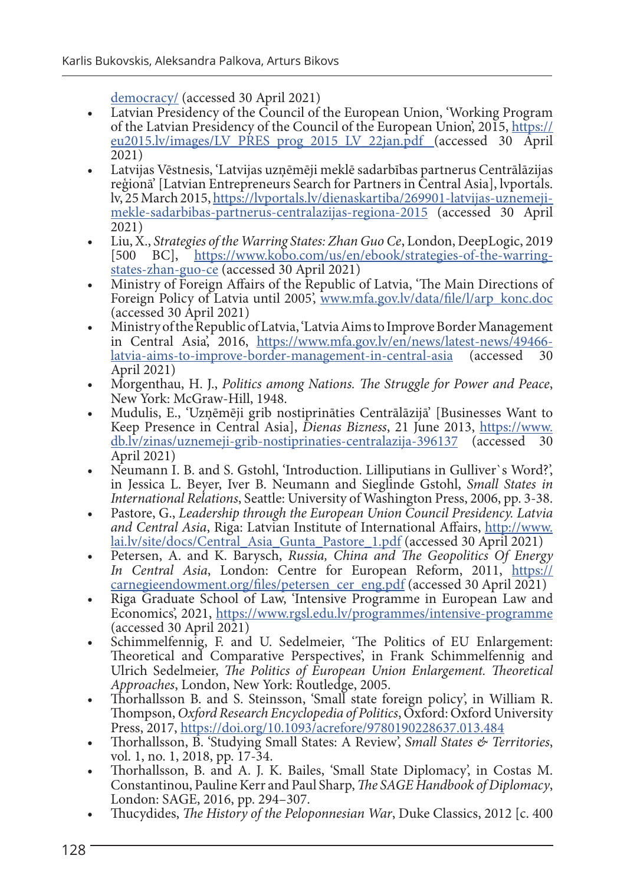democracy/ (accessed 30 April 2021)

- Latvian Presidency of the Council of the European Union, 'Working Program of the Latvian Presidency of the Council of the European Union', 2015, https://eu2015.lv/images/LV_PRES_prog_2015_LV_22jan.pdf (accessed 30 April 2021)
- Latvijas Vēstnesis, 'Latvijas uzņēmēji meklē sadarbības partnerus Centrālāzijas reģionā' [Latvian Entrepreneurs Search for Partners in Central Asia], lvportals.lv, 25 March 2015, https://lvportals.lv/dienaskartiba/269901-latvijas-uznemeji-mekle-sadarbibas-partnerus-centralazijas-regiona-2015 (accessed 30 April 2021)
- Liu, X., *Strategies of the Warring States: Zhan Guo Ce*, London, DeepLogic, 2019 [500 BC], https://www.kobo.com/us/en/ebook/strategies-of-the-warring-states-zhan-guo-ce (accessed 30 April 2021)
- Ministry of Foreign Affairs of the Republic of Latvia, 'The Main Directions of Foreign Policy of Latvia until 2005', www.mfa.gov.lv/data/file/l/arp_konc.doc (accessed 30 April 2021)
- Ministry of the Republic of Latvia, 'Latvia Aims to Improve Border Management in Central Asia', 2016, https://www.mfa.gov.lv/en/news/latest-news/49466-latvia-aims-to-improve-border-management-in-central-asia (accessed 30 April 2021)
- Morgenthau, H. J., *Politics among Nations. The Struggle for Power and Peace*, New York: McGraw-Hill, 1948.
- Mudulis, E., 'Uzņēmēji grib nostiprināties Centrālāzijā' [Businesses Want to Keep Presence in Central Asia], *Dienas Bizness*, 21 June 2013, https://www.db.lv/zinas/uznemeji-grib-nostiprinaties-centralazija-396137 (accessed 30 April 2021)
- Neumann I. B. and S. Gstohl, 'Introduction. Lilliputians in Gulliver`s Word?', in Jessica L. Beyer, Iver B. Neumann and Sieglinde Gstohl, *Small States in International Relations*, Seattle: University of Washington Press, 2006, pp. 3-38.
- Pastore, G., *Leadership through the European Union Council Presidency. Latvia and Central Asia*, Riga: Latvian Institute of International Affairs, http://www.lai.lv/site/docs/Central_Asia_Gunta_Pastore_1.pdf (accessed 30 April 2021)
- Petersen, A. and K. Barysch, *Russia, China and The Geopolitics Of Energy In Central Asia*, London: Centre for European Reform, 2011, https://carnegieendowment.org/files/petersen_cer_eng.pdf (accessed 30 April 2021)
- Riga Graduate School of Law, 'Intensive Programme in European Law and Economics', 2021, https://www.rgsl.edu.lv/programmes/intensive-programme (accessed 30 April 2021)
- Schimmelfennig, F. and U. Sedelmeier, 'The Politics of EU Enlargement: Theoretical and Comparative Perspectives', in Frank Schimmelfennig and Ulrich Sedelmeier, *The Politics of European Union Enlargement. Theoretical Approaches*, London, New York: Routledge, 2005.
- Thorhallsson B. and S. Steinsson, 'Small state foreign policy', in William R. Thompson, *Oxford Research Encyclopedia of Politics*, Oxford: Oxford University Press, 2017, https://doi.org/10.1093/acrefore/9780190228637.013.484
- Thorhallsson, B. 'Studying Small States: A Review', *Small States & Territories*, vol. 1, no. 1, 2018, pp. 17-34.
- Thorhallsson, B. and A. J. K. Bailes, 'Small State Diplomacy', in Costas M. Constantinou, Pauline Kerr and Paul Sharp, *The SAGE Handbook of Diplomacy*, London: SAGE, 2016, pp. 294–307.
- Thucydides, *The History of the Peloponnesian War*, Duke Classics, 2012 [c. 400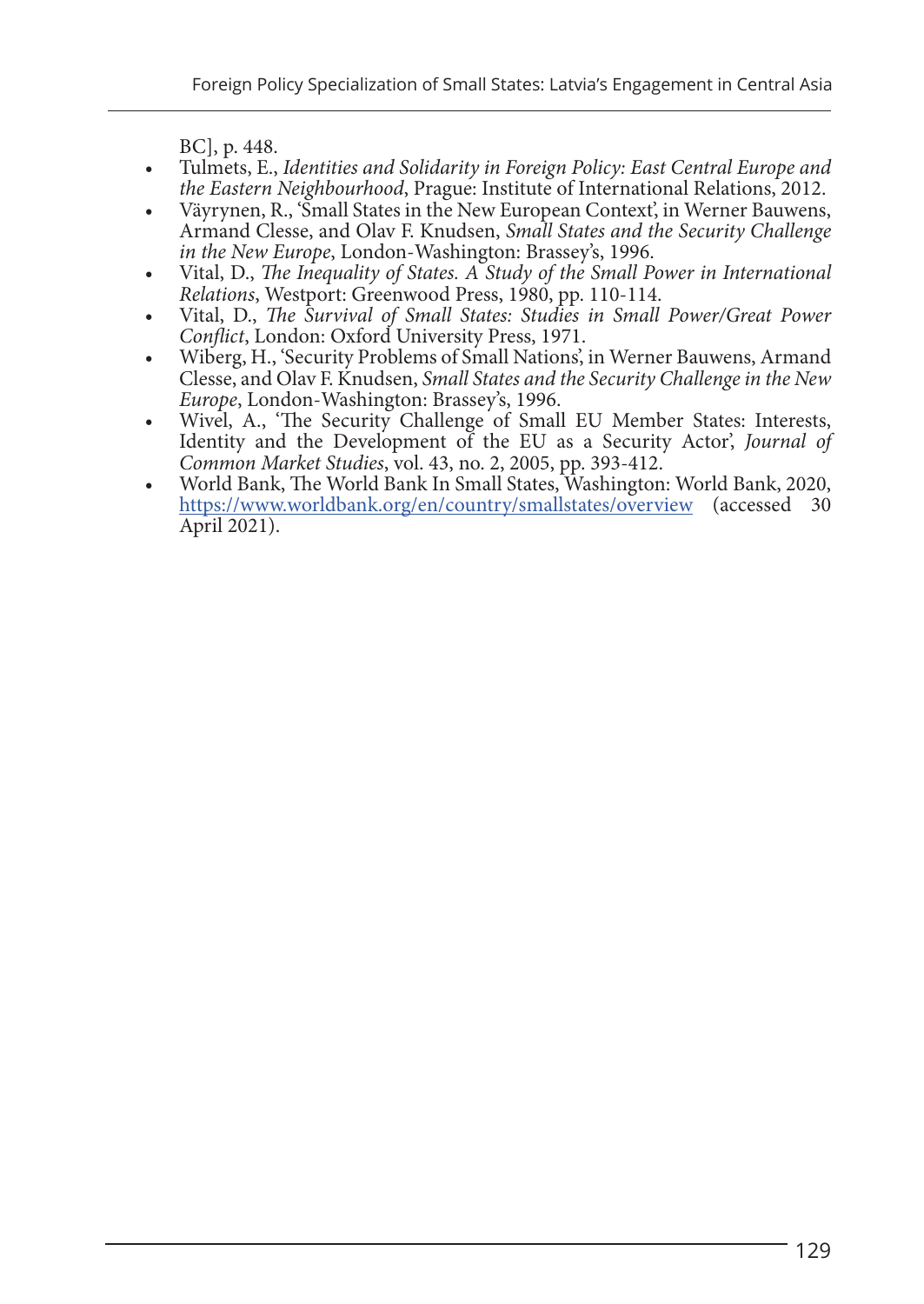BC], p. 448.

- Tulmets, E., *Identities and Solidarity in Foreign Policy: East Central Europe and the Eastern Neighbourhood*, Prague: Institute of International Relations, 2012.
- Väyrynen, R., 'Small States in the New European Context', in Werner Bauwens, Armand Clesse, and Olav F. Knudsen, *Small States and the Security Challenge in the New Europe*, London-Washington: Brassey's, 1996.
- Vital, D., *The Inequality of States. A Study of the Small Power in International Relations*, Westport: Greenwood Press, 1980, pp. 110-114.
- Vital, D., *The Survival of Small States: Studies in Small Power/Great Power Conflict*, London: Oxford University Press, 1971.
- Wiberg, H., 'Security Problems of Small Nations', in Werner Bauwens, Armand Clesse, and Olav F. Knudsen, *Small States and the Security Challenge in the New Europe*, London-Washington: Brassey's, 1996.
- Wivel, A., 'The Security Challenge of Small EU Member States: Interests, Identity and the Development of the EU as a Security Actor', *Journal of Common Market Studies*, vol. 43, no. 2, 2005, pp. 393-412.
- World Bank, The World Bank In Small States, Washington: World Bank, 2020, https://www.worldbank.org/en/country/smallstates/overview (accessed 30 April 2021).